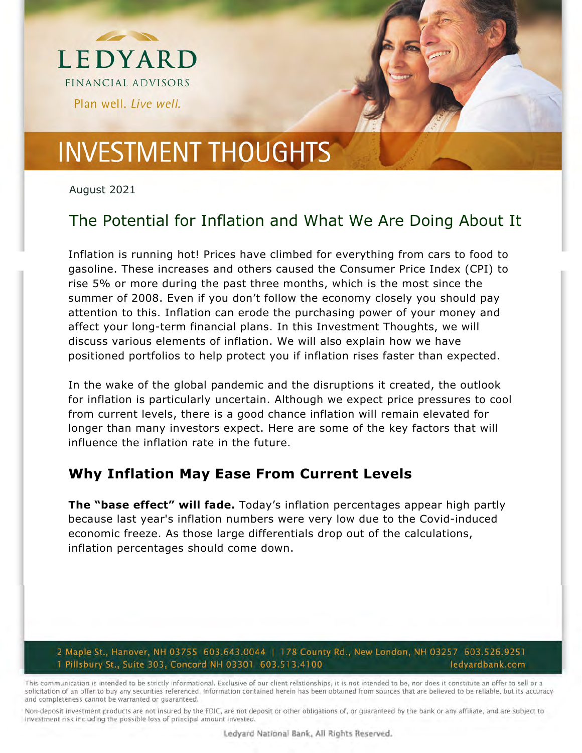LEDYARD

FINANCIAL ADVISORS

Plan well. *Live well.*

# INVESTMENT THOUGHTS

August 2021

## The Potential for Inflation and What We Are Doing About It

Inflation is running hot! Prices have climbed for everything from cars to food to gasoline. These increases and others caused the Consumer Price Index (CPI) to rise 5% or more during the past three months, which is the most since the summer of 2008. Even if you don't follow the economy closely you should pay attention to this. Inflation can erode the purchasing power of your money and affect your long-term financial plans. In this Investment Thoughts, we will discuss various elements of inflation. We will also explain how we have positioned portfolios to help protect you if inflation rises faster than expected.

In the wake of the global pandemic and the disruptions it created, the outlook for inflation is particularly uncertain. Although we expect price pressures to cool from current levels, there is a good chance inflation will remain elevated for longer than many investors expect. Here are some of the key factors that will influence the inflation rate in the future.

### Why Inflation May Ease From Current Levels

**The "base effect" will fade.** Today's inflation percentages appear high partly because last year's inflation numbers were very low due to the Covid-induced economic freeze. As those large differentials drop out of the calculations, inflation percentages should come down.

2 Maple St., Hanover, NH 03755 603.643.0044 | 178 County Rd., New London, NH 03257 603.526.9251
1 Pillsbury St., Suite 303, Concord NH 03301 603.513.4100 ledyardbank.com

This communication is intended to be strictly informational. Exclusive of our client relationships, it is not intended to be, nor does it constitute an offer to sell or a solicitation of an offer to buy any securities referenced. Information contained herein has been obtained from sources that are believed to be reliable, but its accuracy and completeness cannot be warranted or guaranteed.

Non-deposit investment products are not insured by the FDIC, are not deposit or other obligations of, or guaranteed by the bank or any affiliate, and are subject to investment risk including the possible loss of principal amount invested.

Ledyard National Bank, All Rights Reserved.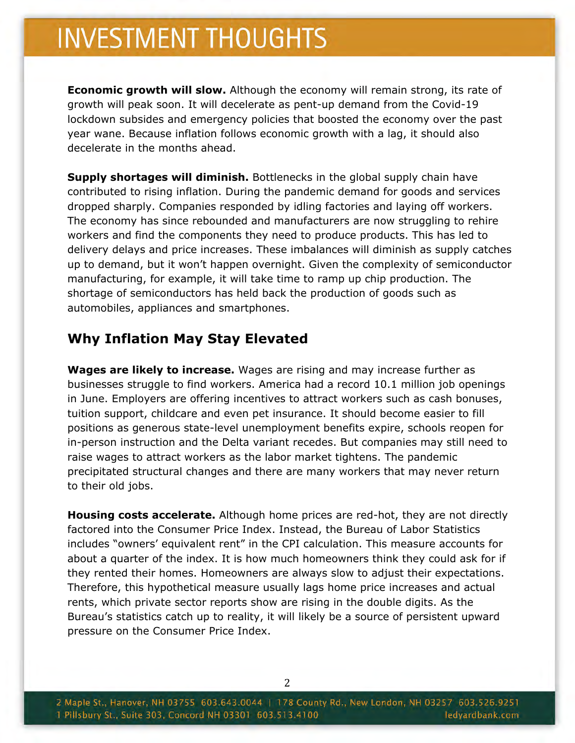**Economic growth will slow.** Although the economy will remain strong, its rate of growth will peak soon. It will decelerate as pent-up demand from the Covid-19 lockdown subsides and emergency policies that boosted the economy over the past year wane. Because inflation follows economic growth with a lag, it should also decelerate in the months ahead.

**Supply shortages will diminish.** Bottlenecks in the global supply chain have contributed to rising inflation. During the pandemic demand for goods and services dropped sharply. Companies responded by idling factories and laying off workers. The economy has since rebounded and manufacturers are now struggling to rehire workers and find the components they need to produce products. This has led to delivery delays and price increases. These imbalances will diminish as supply catches up to demand, but it won't happen overnight. Given the complexity of semiconductor manufacturing, for example, it will take time to ramp up chip production. The shortage of semiconductors has held back the production of goods such as automobiles, appliances and smartphones.

## Why Inflation May Stay Elevated

**Wages are likely to increase.** Wages are rising and may increase further as businesses struggle to find workers. America had a record 10.1 million job openings in June. Employers are offering incentives to attract workers such as cash bonuses, tuition support, childcare and even pet insurance. It should become easier to fill positions as generous state-level unemployment benefits expire, schools reopen for in-person instruction and the Delta variant recedes. But companies may still need to raise wages to attract workers as the labor market tightens. The pandemic precipitated structural changes and there are many workers that may never return to their old jobs.

**Housing costs accelerate.** Although home prices are red-hot, they are not directly factored into the Consumer Price Index. Instead, the Bureau of Labor Statistics includes "owners' equivalent rent" in the CPI calculation. This measure accounts for about a quarter of the index. It is how much homeowners think they could ask for if they rented their homes. Homeowners are always slow to adjust their expectations. Therefore, this hypothetical measure usually lags home price increases and actual rents, which private sector reports show are rising in the double digits. As the Bureau's statistics catch up to reality, it will likely be a source of persistent upward pressure on the Consumer Price Index.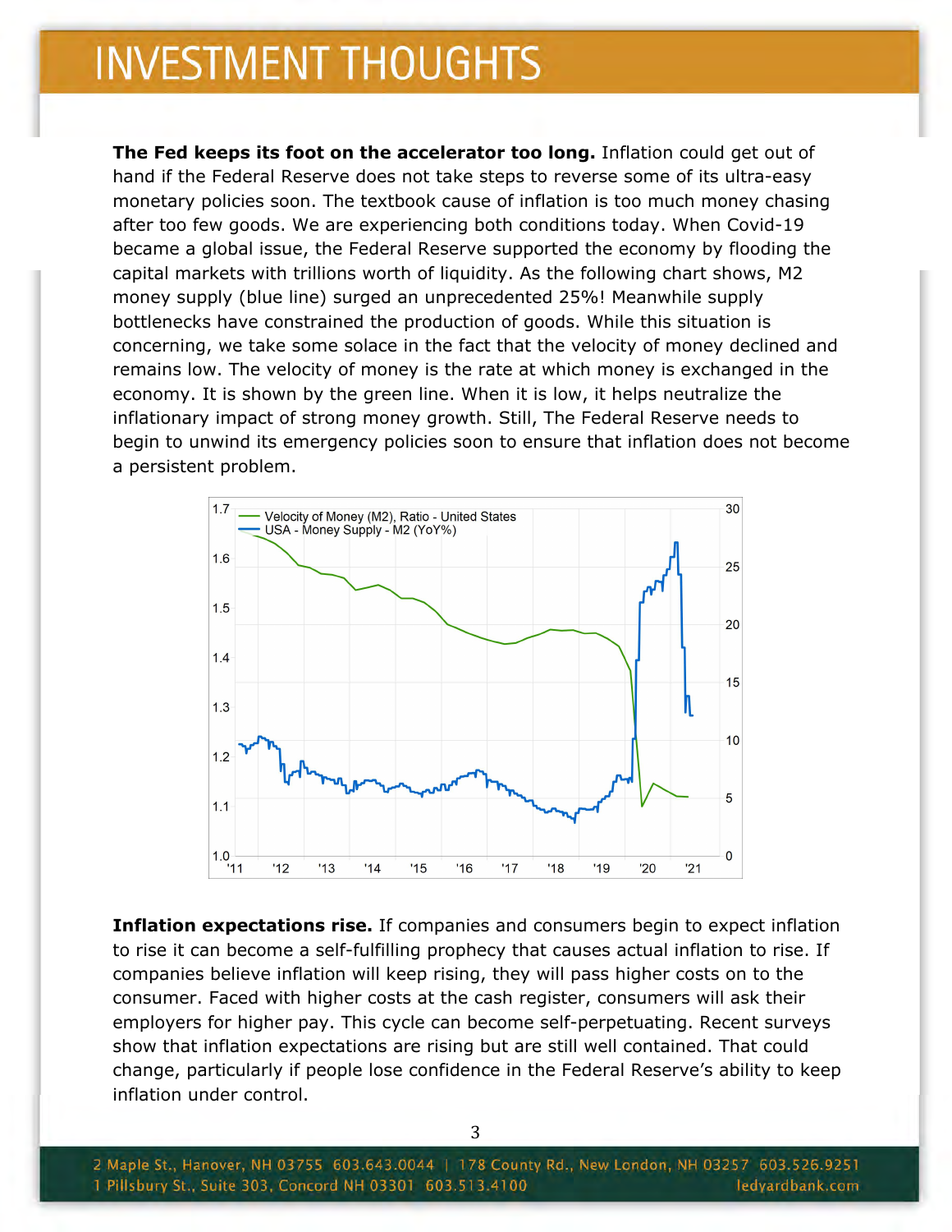**The Fed keeps its foot on the accelerator too long.** Inflation could get out of hand if the Federal Reserve does not take steps to reverse some of its ultra-easy monetary policies soon. The textbook cause of inflation is too much money chasing after too few goods. We are experiencing both conditions today. When Covid-19 became a global issue, the Federal Reserve supported the economy by flooding the capital markets with trillions worth of liquidity. As the following chart shows, M2 money supply (blue line) surged an unprecedented 25%! Meanwhile supply bottlenecks have constrained the production of goods. While this situation is concerning, we take some solace in the fact that the velocity of money declined and remains low. The velocity of money is the rate at which money is exchanged in the economy. It is shown by the green line. When it is low, it helps neutralize the inflationary impact of strong money growth. Still, The Federal Reserve needs to begin to unwind its emergency policies soon to ensure that inflation does not become a persistent problem.

**Inflation expectations rise.** If companies and consumers begin to expect inflation to rise it can become a self-fulfilling prophecy that causes actual inflation to rise. If companies believe inflation will keep rising, they will pass higher costs on to the consumer. Faced with higher costs at the cash register, consumers will ask their employers for higher pay. This cycle can become self-perpetuating. Recent surveys show that inflation expectations are rising but are still well contained. That could change, particularly if people lose confidence in the Federal Reserve's ability to keep inflation under control.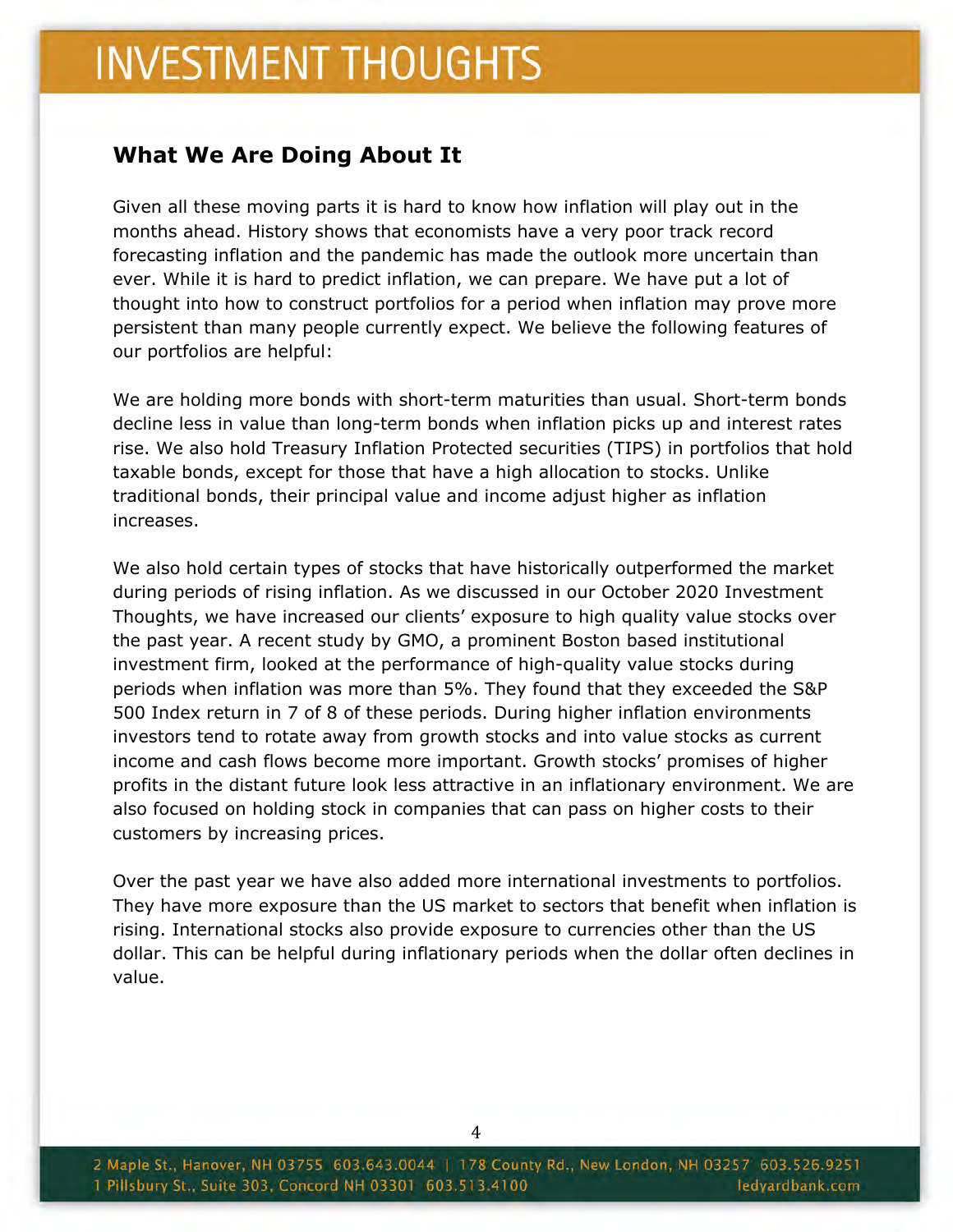## What We Are Doing About It

Given all these moving parts it is hard to know how inflation will play out in the months ahead. History shows that economists have a very poor track record forecasting inflation and the pandemic has made the outlook more uncertain than ever. While it is hard to predict inflation, we can prepare. We have put a lot of thought into how to construct portfolios for a period when inflation may prove more persistent than many people currently expect. We believe the following features of our portfolios are helpful:

We are holding more bonds with short-term maturities than usual. Short-term bonds decline less in value than long-term bonds when inflation picks up and interest rates rise. We also hold Treasury Inflation Protected securities (TIPS) in portfolios that hold taxable bonds, except for those that have a high allocation to stocks. Unlike traditional bonds, their principal value and income adjust higher as inflation increases.

We also hold certain types of stocks that have historically outperformed the market during periods of rising inflation. As we discussed in our October 2020 Investment Thoughts, we have increased our clients' exposure to high quality value stocks over the past year. A recent study by GMO, a prominent Boston based institutional investment firm, looked at the performance of high-quality value stocks during periods when inflation was more than 5%. They found that they exceeded the S&P 500 Index return in 7 of 8 of these periods. During higher inflation environments investors tend to rotate away from growth stocks and into value stocks as current income and cash flows become more important. Growth stocks' promises of higher profits in the distant future look less attractive in an inflationary environment. We are also focused on holding stock in companies that can pass on higher costs to their customers by increasing prices.

Over the past year we have also added more international investments to portfolios. They have more exposure than the US market to sectors that benefit when inflation is rising. International stocks also provide exposure to currencies other than the US dollar. This can be helpful during inflationary periods when the dollar often declines in value.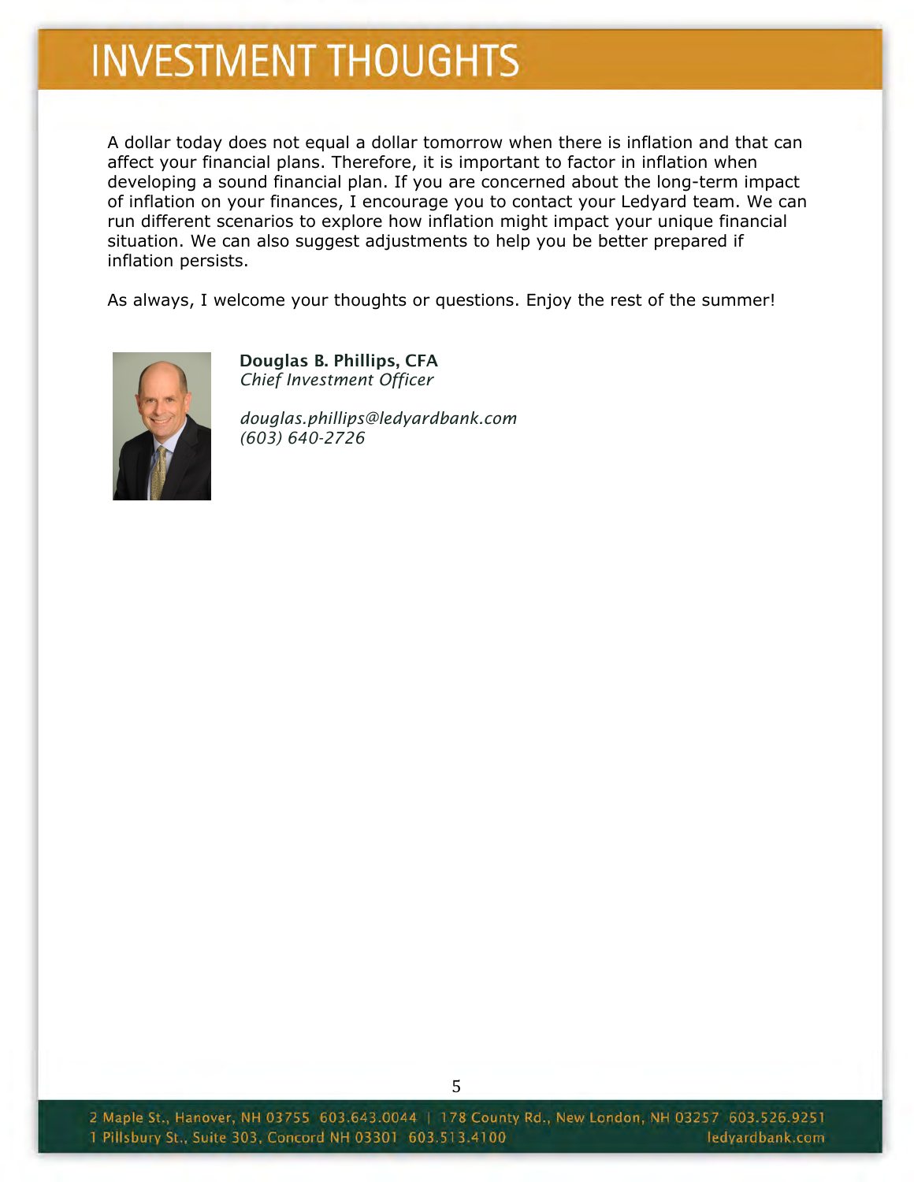# INVESTMENT THOUGHTS

A dollar today does not equal a dollar tomorrow when there is inflation and that can affect your financial plans. Therefore, it is important to factor in inflation when developing a sound financial plan. If you are concerned about the long-term impact of inflation on your finances, I encourage you to contact your Ledyard team. We can run different scenarios to explore how inflation might impact your unique financial situation. We can also suggest adjustments to help you be better prepared if inflation persists.

As always, I welcome your thoughts or questions. Enjoy the rest of the summer!

**Douglas B. Phillips, CFA**
*Chief Investment Officer*

*douglas.phillips@ledyardbank.com*
*(603) 640-2726*

2 Maple St., Hanover, NH 03755 603.643.0044 | 178 County Rd., New London, NH 03257 603.526.9251
1 Pillsbury St., Suite 303, Concord NH 03301 603.513.4100 ledyardbank.com